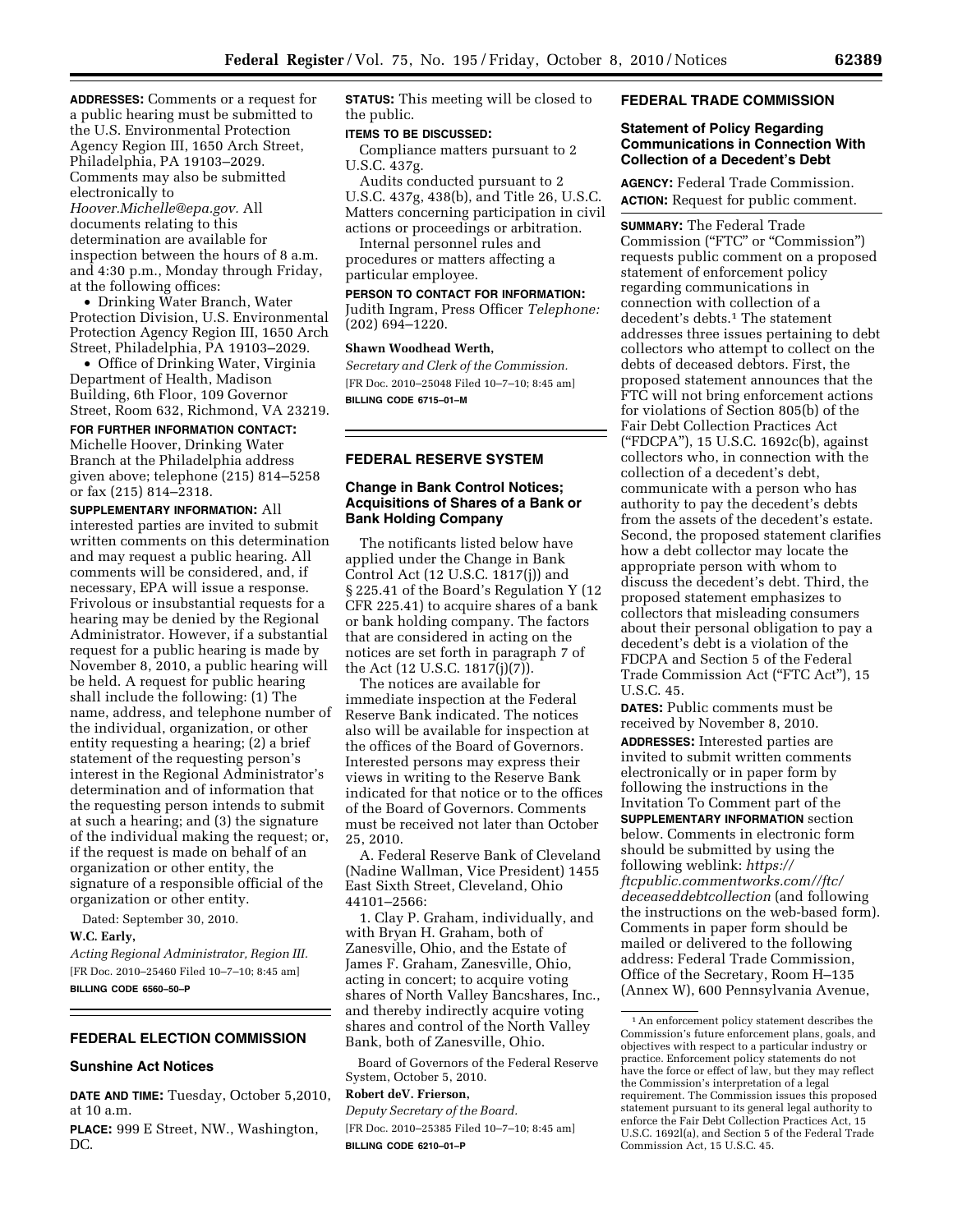**ADDRESSES:** Comments or a request for a public hearing must be submitted to the U.S. Environmental Protection Agency Region III, 1650 Arch Street, Philadelphia, PA 19103–2029. Comments may also be submitted electronically to *Hoover.Michelle@epa.gov.* All documents relating to this determination are available for inspection between the hours of 8 a.m. and 4:30 p.m., Monday through Friday, at the following offices:

- Drinking Water Branch, Water Protection Division, U.S. Environmental Protection Agency Region III, 1650 Arch Street, Philadelphia, PA 19103–2029.
- Office of Drinking Water, Virginia Department of Health, Madison Building, 6th Floor, 109 Governor Street, Room 632, Richmond, VA 23219.

**FOR FURTHER INFORMATION CONTACT:** Michelle Hoover, Drinking Water Branch at the Philadelphia address given above; telephone (215) 814–5258 or fax (215) 814–2318.

**SUPPLEMENTARY INFORMATION:** All interested parties are invited to submit written comments on this determination and may request a public hearing. All comments will be considered, and, if necessary, EPA will issue a response. Frivolous or insubstantial requests for a hearing may be denied by the Regional Administrator. However, if a substantial request for a public hearing is made by November 8, 2010, a public hearing will be held. A request for public hearing shall include the following: (1) The name, address, and telephone number of the individual, organization, or other entity requesting a hearing; (2) a brief statement of the requesting person's interest in the Regional Administrator's determination and of information that the requesting person intends to submit at such a hearing; and (3) the signature of the individual making the request; or, if the request is made on behalf of an organization or other entity, the signature of a responsible official of the organization or other entity.

Dated: September 30, 2010.

**W.C. Early,**

*Acting Regional Administrator, Region III.*

[FR Doc. 2010–25460 Filed 10–7–10; 8:45 am]

**BILLING CODE 6560–50–P**

## FEDERAL ELECTION COMMISSION

### Sunshine Act Notices

**DATE AND TIME:** Tuesday, October 5,2010, at 10 a.m.

**PLACE:** 999 E Street, NW., Washington, DC.

**STATUS:** This meeting will be closed to the public.

**ITEMS TO BE DISCUSSED:**

Compliance matters pursuant to 2 U.S.C. 437g.

Audits conducted pursuant to 2 U.S.C. 437g, 438(b), and Title 26, U.S.C. Matters concerning participation in civil actions or proceedings or arbitration.

Internal personnel rules and procedures or matters affecting a particular employee.

**PERSON TO CONTACT FOR INFORMATION:** Judith Ingram, Press Officer *Telephone:* (202) 694–1220.

**Shawn Woodhead Werth,**

*Secretary and Clerk of the Commission.*

[FR Doc. 2010–25048 Filed 10–7–10; 8:45 am]

**BILLING CODE 6715–01–M**

## FEDERAL RESERVE SYSTEM

### Change in Bank Control Notices; Acquisitions of Shares of a Bank or Bank Holding Company

The notificants listed below have applied under the Change in Bank Control Act (12 U.S.C. 1817(j)) and § 225.41 of the Board's Regulation Y (12 CFR 225.41) to acquire shares of a bank or bank holding company. The factors that are considered in acting on the notices are set forth in paragraph 7 of the Act (12 U.S.C. 1817(j)(7)).

The notices are available for immediate inspection at the Federal Reserve Bank indicated. The notices also will be available for inspection at the offices of the Board of Governors. Interested persons may express their views in writing to the Reserve Bank indicated for that notice or to the offices of the Board of Governors. Comments must be received not later than October 25, 2010.

A. Federal Reserve Bank of Cleveland (Nadine Wallman, Vice President) 1455 East Sixth Street, Cleveland, Ohio 44101–2566:

1. Clay P. Graham, individually, and with Bryan H. Graham, both of Zanesville, Ohio, and the Estate of James F. Graham, Zanesville, Ohio, acting in concert; to acquire voting shares of North Valley Bancshares, Inc., and thereby indirectly acquire voting shares and control of the North Valley Bank, both of Zanesville, Ohio.

Board of Governors of the Federal Reserve System, October 5, 2010.

**Robert deV. Frierson,**

*Deputy Secretary of the Board.*

[FR Doc. 2010–25385 Filed 10–7–10; 8:45 am]

**BILLING CODE 6210–01–P**

## FEDERAL TRADE COMMISSION

### Statement of Policy Regarding Communications in Connection With Collection of a Decedent's Debt

**AGENCY:** Federal Trade Commission.

**ACTION:** Request for public comment.

**SUMMARY:** The Federal Trade Commission ("FTC" or "Commission") requests public comment on a proposed statement of enforcement policy regarding communications in connection with collection of a decedent's debts.[1] The statement addresses three issues pertaining to debt collectors who attempt to collect on the debts of deceased debtors. First, the proposed statement announces that the FTC will not bring enforcement actions for violations of Section 805(b) of the Fair Debt Collection Practices Act ("FDCPA"), 15 U.S.C. 1692c(b), against collectors who, in connection with the collection of a decedent's debt, communicate with a person who has authority to pay the decedent's debts from the assets of the decedent's estate. Second, the proposed statement clarifies how a debt collector may locate the appropriate person with whom to discuss the decedent's debt. Third, the proposed statement emphasizes to collectors that misleading consumers about their personal obligation to pay a decedent's debt is a violation of the FDCPA and Section 5 of the Federal Trade Commission Act ("FTC Act"), 15 U.S.C. 45.

**DATES:** Public comments must be received by November 8, 2010.

**ADDRESSES:** Interested parties are invited to submit written comments electronically or in paper form by following the instructions in the Invitation To Comment part of the **SUPPLEMENTARY INFORMATION** section below. Comments in electronic form should be submitted by using the following weblink: *https://ftcpublic.commentworks.com//ftc/deceaseddebtcollection* (and following the instructions on the web-based form). Comments in paper form should be mailed or delivered to the following address: Federal Trade Commission, Office of the Secretary, Room H–135 (Annex W), 600 Pennsylvania Avenue,

[1] An enforcement policy statement describes the Commission's future enforcement plans, goals, and objectives with respect to a particular industry or practice. Enforcement policy statements do not have the force or effect of law, but they may reflect the Commission's interpretation of a legal requirement. The Commission issues this proposed statement pursuant to its general legal authority to enforce the Fair Debt Collection Practices Act, 15 U.S.C. 1692l(a), and Section 5 of the Federal Trade Commission Act, 15 U.S.C. 45.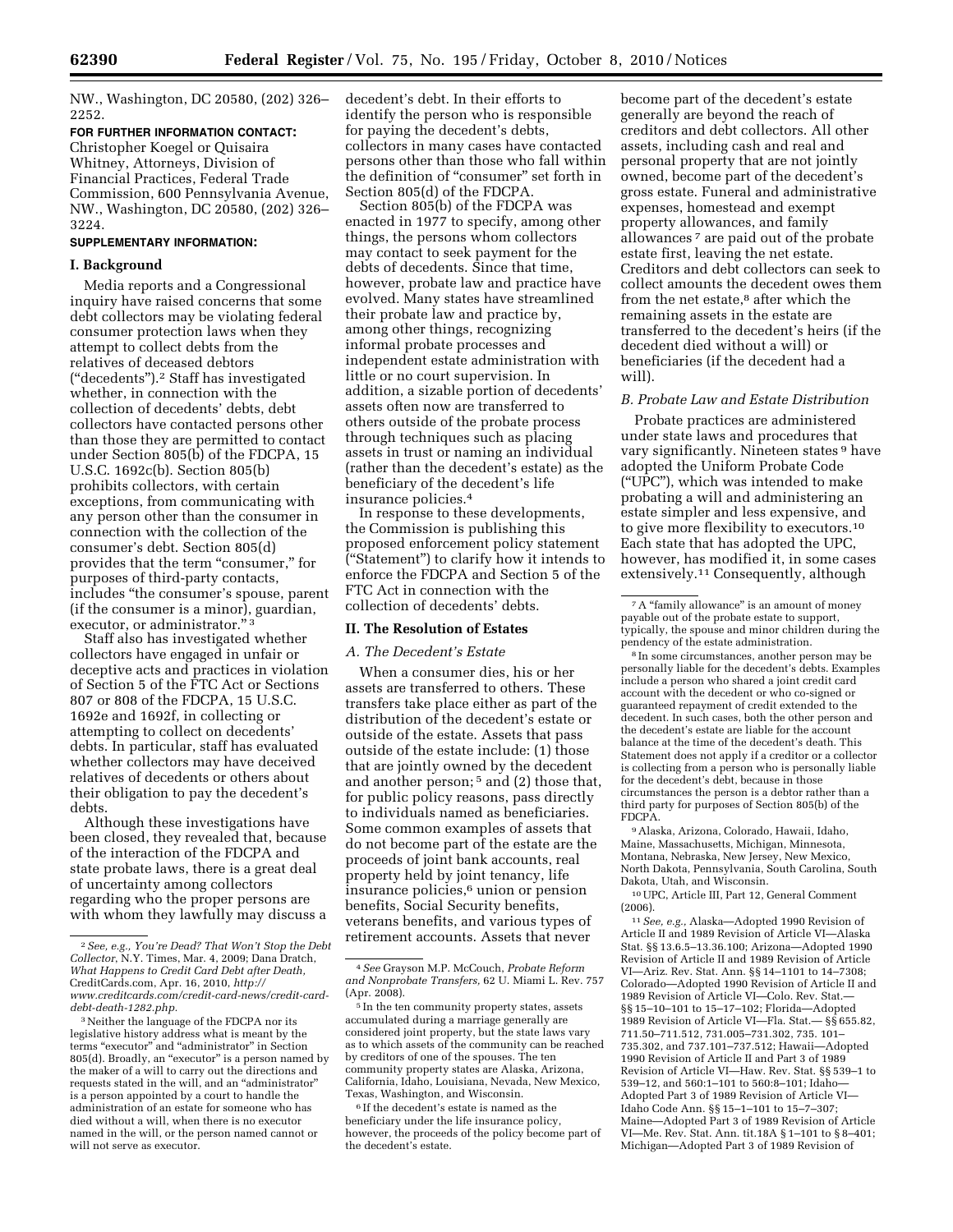NW., Washington, DC 20580, (202) 326–2252.

**FOR FURTHER INFORMATION CONTACT:** Christopher Koegel or Quisaira Whitney, Attorneys, Division of Financial Practices, Federal Trade Commission, 600 Pennsylvania Avenue, NW., Washington, DC 20580, (202) 326–3224.

**SUPPLEMENTARY INFORMATION:**

## I. Background

Media reports and a Congressional inquiry have raised concerns that some debt collectors may be violating federal consumer protection laws when they attempt to collect debts from the relatives of deceased debtors ("decedents").[2] Staff has investigated whether, in connection with the collection of decedents' debts, debt collectors have contacted persons other than those they are permitted to contact under Section 805(b) of the FDCPA, 15 U.S.C. 1692c(b). Section 805(b) prohibits collectors, with certain exceptions, from communicating with any person other than the consumer in connection with the collection of the consumer's debt. Section 805(d) provides that the term "consumer," for purposes of third-party contacts, includes "the consumer's spouse, parent (if the consumer is a minor), guardian, executor, or administrator."[3]

Staff also has investigated whether collectors have engaged in unfair or deceptive acts and practices in violation of Section 5 of the FTC Act or Sections 807 or 808 of the FDCPA, 15 U.S.C. 1692e and 1692f, in collecting or attempting to collect on decedents' debts. In particular, staff has evaluated whether collectors may have deceived relatives of decedents or others about their obligation to pay the decedent's debts.

Although these investigations have been closed, they revealed that, because of the interaction of the FDCPA and state probate laws, there is a great deal of uncertainty among collectors regarding who the proper persons are with whom they lawfully may discuss a decedent's debt. In their efforts to identify the person who is responsible for paying the decedent's debts, collectors in many cases have contacted persons other than those who fall within the definition of "consumer" set forth in Section 805(d) of the FDCPA.

Section 805(b) of the FDCPA was enacted in 1977 to specify, among other things, the persons whom collectors may contact to seek payment for the debts of decedents. Since that time, however, probate law and practice have evolved. Many states have streamlined their probate law and practice by, among other things, recognizing informal probate processes and independent estate administration with little or no court supervision. In addition, a sizable portion of decedents' assets often now are transferred to others outside of the probate process through techniques such as placing assets in trust or naming an individual (rather than the decedent's estate) as the beneficiary of the decedent's life insurance policies.[4]

In response to these developments, the Commission is publishing this proposed enforcement policy statement ("Statement") to clarify how it intends to enforce the FDCPA and Section 5 of the FTC Act in connection with the collection of decedents' debts.

## II. The Resolution of Estates

### A. The Decedent's Estate

When a consumer dies, his or her assets are transferred to others. These transfers take place either as part of the distribution of the decedent's estate or outside of the estate. Assets that pass outside of the estate include: (1) those that are jointly owned by the decedent and another person;[5] and (2) those that, for public policy reasons, pass directly to individuals named as beneficiaries. Some common examples of assets that do not become part of the estate are the proceeds of joint bank accounts, real property held by joint tenancy, life insurance policies,[6] union or pension benefits, Social Security benefits, veterans benefits, and various types of retirement accounts. Assets that never become part of the decedent's estate generally are beyond the reach of creditors and debt collectors. All other assets, including cash and real and personal property that are not jointly owned, become part of the decedent's gross estate. Funeral and administrative expenses, homestead and exempt property allowances, and family allowances[7] are paid out of the probate estate first, leaving the net estate. Creditors and debt collectors can seek to collect amounts the decedent owes them from the net estate,[8] after which the remaining assets in the estate are transferred to the decedent's heirs (if the decedent died without a will) or beneficiaries (if the decedent had a will).

### B. Probate Law and Estate Distribution

Probate practices are administered under state laws and procedures that vary significantly. Nineteen states[9] have adopted the Uniform Probate Code ("UPC"), which was intended to make probating a will and administering an estate simpler and less expensive, and to give more flexibility to executors.[10] Each state that has adopted the UPC, however, has modified it, in some cases extensively.[11] Consequently, although

---

[2] *See, e.g., You're Dead? That Won't Stop the Debt Collector*, N.Y. Times, Mar. 4, 2009; Dana Dratch, *What Happens to Credit Card Debt after Death,* CreditCards.com, Apr. 16, 2010, *http://www.creditcards.com/credit-card-news/credit-card-debt-death-1282.php*.

[3] Neither the language of the FDCPA nor its legislative history address what is meant by the terms "executor" and "administrator" in Section 805(d). Broadly, an "executor" is a person named by the maker of a will to carry out the directions and requests stated in the will, and an "administrator" is a person appointed by a court to handle the administration of an estate for someone who has died without a will, when there is no executor named in the will, or the person named cannot or will not serve as executor.

[4] *See* Grayson M.P. McCouch, *Probate Reform and Nonprobate Transfers,* 62 U. Miami L. Rev. 757 (Apr. 2008).

[5] In the ten community property states, assets accumulated during a marriage generally are considered joint property, but the state laws vary as to which assets of the community can be reached by creditors of one of the spouses. The ten community property states are Alaska, Arizona, California, Idaho, Louisiana, Nevada, New Mexico, Texas, Washington, and Wisconsin.

[6] If the decedent's estate is named as the beneficiary under the life insurance policy, however, the proceeds of the policy become part of the decedent's estate.

[7] A "family allowance" is an amount of money payable out of the probate estate to support, typically, the spouse and minor children during the pendency of the estate administration.

[8] In some circumstances, another person may be personally liable for the decedent's debts. Examples include a person who shared a joint credit card account with the decedent or who co-signed or guaranteed repayment of credit extended to the decedent. In such cases, both the other person and the decedent's estate are liable for the account balance at the time of the decedent's death. This Statement does not apply if a creditor or a collector is collecting from a person who is personally liable for the decedent's debt, because in those circumstances the person is a debtor rather than a third party for purposes of Section 805(b) of the FDCPA.

[9] Alaska, Arizona, Colorado, Hawaii, Idaho, Maine, Massachusetts, Michigan, Minnesota, Montana, Nebraska, New Jersey, New Mexico, North Dakota, Pennsylvania, South Carolina, South Dakota, Utah, and Wisconsin.

[10] UPC, Article III, Part 12, General Comment (2006).

[11] *See, e.g.,* Alaska—Adopted 1990 Revision of Article II and 1989 Revision of Article VI—Alaska Stat. §§ 13.6.5–13.36.100; Arizona—Adopted 1990 Revision of Article II and 1989 Revision of Article VI—Ariz. Rev. Stat. Ann. §§ 14–1101 to 14–7308; Colorado—Adopted 1990 Revision of Article II and 1989 Revision of Article VI—Colo. Rev. Stat.—§§ 15–10–101 to 15–17–102; Florida—Adopted 1989 Revision of Article VI—Fla. Stat.— §§ 655.82, 711.50–711.512, 731.005–731.302, 735. 101–735.302, and 737.101–737.512; Hawaii—Adopted 1990 Revision of Article II and Part 3 of 1989 Revision of Article VI—Haw. Rev. Stat. §§ 539–1 to 539–12, and 560:1–101 to 560:8–101; Idaho—Adopted Part 3 of 1989 Revision of Article VI—Idaho Code Ann. §§ 15–1–101 to 15–7–307; Maine—Adopted Part 3 of 1989 Revision of Article VI—Me. Rev. Stat. Ann. tit.18A § 1–101 to § 8–401; Michigan—Adopted Part 3 of 1989 Revision of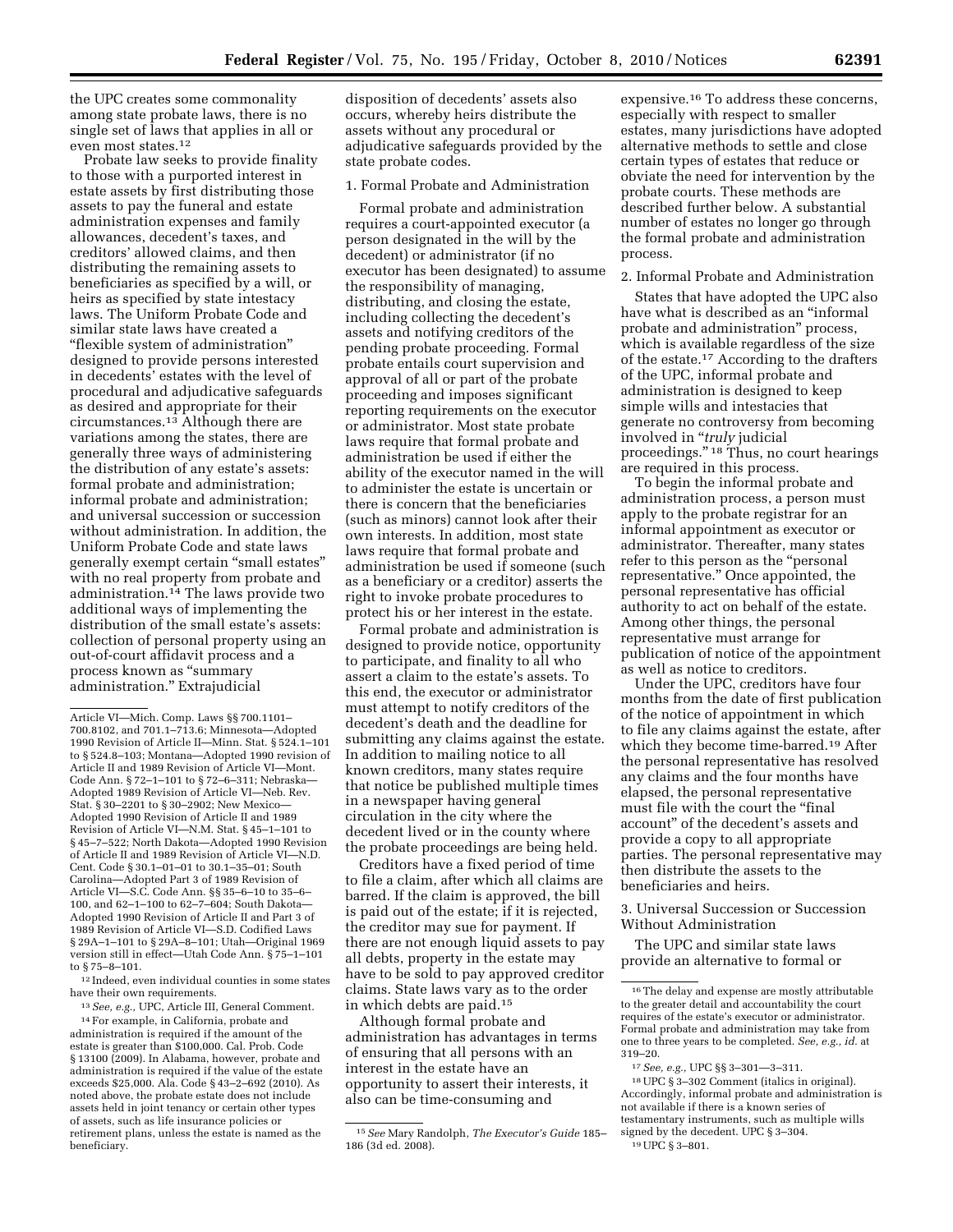the UPC creates some commonality among state probate laws, there is no single set of laws that applies in all or even most states.[12]

Probate law seeks to provide finality to those with a purported interest in estate assets by first distributing those assets to pay the funeral and estate administration expenses and family allowances, decedent's taxes, and creditors' allowed claims, and then distributing the remaining assets to beneficiaries as specified by a will, or heirs as specified by state intestacy laws. The Uniform Probate Code and similar state laws have created a "flexible system of administration" designed to provide persons interested in decedents' estates with the level of procedural and adjudicative safeguards as desired and appropriate for their circumstances.[13] Although there are variations among the states, there are generally three ways of administering the distribution of any estate's assets: formal probate and administration; informal probate and administration; and universal succession or succession without administration. In addition, the Uniform Probate Code and state laws generally exempt certain "small estates" with no real property from probate and administration.[14] The laws provide two additional ways of implementing the distribution of the small estate's assets: collection of personal property using an out-of-court affidavit process and a process known as "summary administration." Extrajudicial disposition of decedents' assets also occurs, whereby heirs distribute the assets without any procedural or adjudicative safeguards provided by the state probate codes.

1. Formal Probate and Administration

Formal probate and administration requires a court-appointed executor (a person designated in the will by the decedent) or administrator (if no executor has been designated) to assume the responsibility of managing, distributing, and closing the estate, including collecting the decedent's assets and notifying creditors of the pending probate proceeding. Formal probate entails court supervision and approval of all or part of the probate proceeding and imposes significant reporting requirements on the executor or administrator. Most state probate laws require that formal probate and administration be used if either the ability of the executor named in the will to administer the estate is uncertain or there is concern that the beneficiaries (such as minors) cannot look after their own interests. In addition, most state laws require that formal probate and administration be used if someone (such as a beneficiary or a creditor) asserts the right to invoke probate procedures to protect his or her interest in the estate.

Formal probate and administration is designed to provide notice, opportunity to participate, and finality to all who assert a claim to the estate's assets. To this end, the executor or administrator must attempt to notify creditors of the decedent's death and the deadline for submitting any claims against the estate. In addition to mailing notice to all known creditors, many states require that notice be published multiple times in a newspaper having general circulation in the city where the decedent lived or in the county where the probate proceedings are being held.

Creditors have a fixed period of time to file a claim, after which all claims are barred. If the claim is approved, the bill is paid out of the estate; if it is rejected, the creditor may sue for payment. If there are not enough liquid assets to pay all debts, property in the estate may have to be sold to pay approved creditor claims. State laws vary as to the order in which debts are paid.[15]

Although formal probate and administration has advantages in terms of ensuring that all persons with an interest in the estate have an opportunity to assert their interests, it also can be time-consuming and expensive.[16] To address these concerns, especially with respect to smaller estates, many jurisdictions have adopted alternative methods to settle and close certain types of estates that reduce or obviate the need for intervention by the probate courts. These methods are described further below. A substantial number of estates no longer go through the formal probate and administration process.

2. Informal Probate and Administration

States that have adopted the UPC also have what is described as an "informal probate and administration" process, which is available regardless of the size of the estate.[17] According to the drafters of the UPC, informal probate and administration is designed to keep simple wills and intestacies that generate no controversy from becoming involved in "*truly* judicial proceedings."[18] Thus, no court hearings are required in this process.

To begin the informal probate and administration process, a person must apply to the probate registrar for an informal appointment as executor or administrator. Thereafter, many states refer to this person as the "personal representative." Once appointed, the personal representative has official authority to act on behalf of the estate. Among other things, the personal representative must arrange for publication of notice of the appointment as well as notice to creditors.

Under the UPC, creditors have four months from the date of first publication of the notice of appointment in which to file any claims against the estate, after which they become time-barred.[19] After the personal representative has resolved any claims and the four months have elapsed, the personal representative must file with the court the "final account" of the decedent's assets and provide a copy to all appropriate parties. The personal representative may then distribute the assets to the beneficiaries and heirs.

3. Universal Succession or Succession Without Administration

The UPC and similar state laws provide an alternative to formal or

---

Article VI—Mich. Comp. Laws §§ 700.1101–700.8102, and 701.1–713.6; Minnesota—Adopted 1990 Revision of Article II—Minn. Stat. § 524.1–101 to § 524.8–103; Montana—Adopted 1990 revision of Article II and 1989 Revision of Article VI—Mont. Code Ann. § 72–1–101 to § 72–6–311; Nebraska—Adopted 1989 Revision of Article VI—Neb. Rev. Stat. § 30–2201 to § 30–2902; New Mexico—Adopted 1990 Revision of Article II and 1989 Revision of Article VI—N.M. Stat. § 45–1–101 to § 45–7–522; North Dakota—Adopted 1990 Revision of Article II and 1989 Revision of Article VI—N.D. Cent. Code § 30.1–01–01 to 30.1–35–01; South Carolina—Adopted Part 3 of 1989 Revision of Article VI—S.C. Code Ann. §§ 35–6–10 to 35–6–100, and 62–1–100 to 62–7–604; South Dakota—Adopted 1990 Revision of Article II and Part 3 of 1989 Revision of Article VI—S.D. Codified Laws § 29A–1–101 to § 29A–8–101; Utah—Original 1969 version still in effect—Utah Code Ann. § 75–1–101 to § 75–8–101.

[12] Indeed, even individual counties in some states have their own requirements.

[13] *See, e.g.,* UPC, Article III, General Comment.

[14] For example, in California, probate and administration is required if the amount of the estate is greater than $100,000. Cal. Prob. Code § 13100 (2009). In Alabama, however, probate and administration is required if the value of the estate exceeds $25,000. Ala. Code § 43–2–692 (2010). As noted above, the probate estate does not include assets held in joint tenancy or certain other types of assets, such as life insurance policies or retirement plans, unless the estate is named as the beneficiary.

[15] *See* Mary Randolph, *The Executor's Guide* 185–186 (3d ed. 2008).

[16] The delay and expense are mostly attributable to the greater detail and accountability the court requires of the estate's executor or administrator. Formal probate and administration may take from one to three years to be completed. *See, e.g., id.* at 319–20.

[17] *See, e.g.,* UPC §§ 3–301—3–311.

[18] UPC § 3–302 Comment (italics in original). Accordingly, informal probate and administration is not available if there is a known series of testamentary instruments, such as multiple wills signed by the decedent. UPC § 3–304.

[19] UPC § 3–801.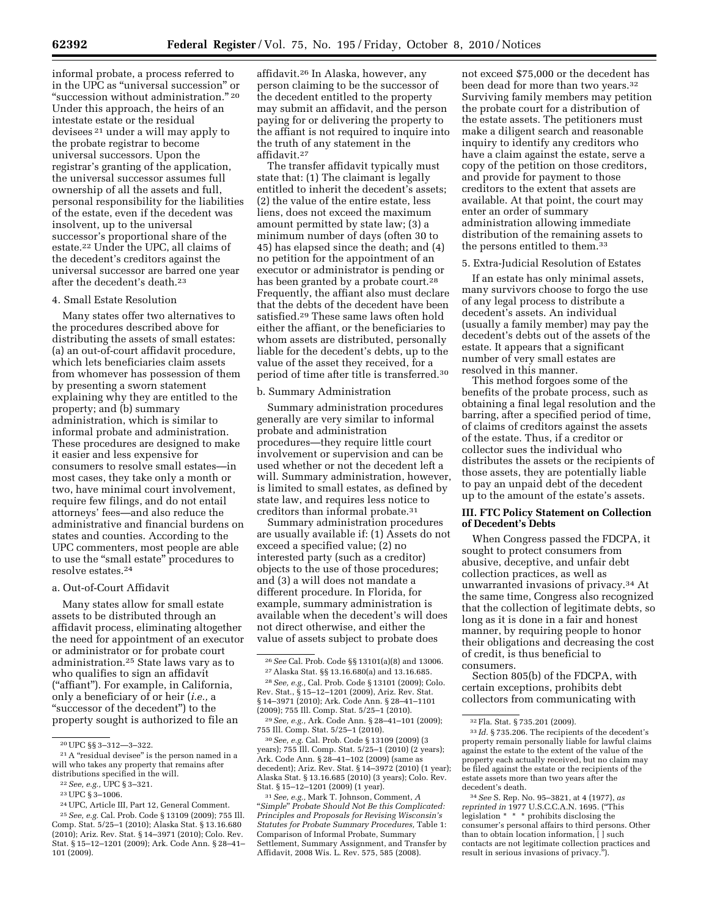informal probate, a process referred to in the UPC as "universal succession" or "succession without administration." [20] Under this approach, the heirs of an intestate estate or the residual devisees [21] under a will may apply to the probate registrar to become universal successors. Upon the registrar's granting of the application, the universal successor assumes full ownership of all the assets and full, personal responsibility for the liabilities of the estate, even if the decedent was insolvent, up to the universal successor's proportional share of the estate.[22] Under the UPC, all claims of the decedent's creditors against the universal successor are barred one year after the decedent's death.[23]

4. Small Estate Resolution

Many states offer two alternatives to the procedures described above for distributing the assets of small estates: (a) an out-of-court affidavit procedure, which lets beneficiaries claim assets from whomever has possession of them by presenting a sworn statement explaining why they are entitled to the property; and (b) summary administration, which is similar to informal probate and administration. These procedures are designed to make it easier and less expensive for consumers to resolve small estates—in most cases, they take only a month or two, have minimal court involvement, require few filings, and do not entail attorneys' fees—and also reduce the administrative and financial burdens on states and counties. According to the UPC commenters, most people are able to use the "small estate" procedures to resolve estates.[24]

a. Out-of-Court Affidavit

Many states allow for small estate assets to be distributed through an affidavit process, eliminating altogether the need for appointment of an executor or administrator or for probate court administration.[25] State laws vary as to who qualifies to sign an affidavit ("affiant"). For example, in California, only a beneficiary of or heir (*i.e.,* a "successor of the decedent") to the property sought is authorized to file an affidavit.[26] In Alaska, however, any person claiming to be the successor of the decedent entitled to the property may submit an affidavit, and the person paying for or delivering the property to the affiant is not required to inquire into the truth of any statement in the affidavit.[27]

The transfer affidavit typically must state that: (1) The claimant is legally entitled to inherit the decedent's assets; (2) the value of the entire estate, less liens, does not exceed the maximum amount permitted by state law; (3) a minimum number of days (often 30 to 45) has elapsed since the death; and (4) no petition for the appointment of an executor or administrator is pending or has been granted by a probate court.[28] Frequently, the affiant also must declare that the debts of the decedent have been satisfied.[29] These same laws often hold either the affiant, or the beneficiaries to whom assets are distributed, personally liable for the decedent's debts, up to the value of the asset they received, for a period of time after title is transferred.[30]

b. Summary Administration

Summary administration procedures generally are very similar to informal probate and administration procedures—they require little court involvement or supervision and can be used whether or not the decedent left a will. Summary administration, however, is limited to small estates, as defined by state law, and requires less notice to creditors than informal probate.[31]

Summary administration procedures are usually available if: (1) Assets do not exceed a specified value; (2) no interested party (such as a creditor) objects to the use of those procedures; and (3) a will does not mandate a different procedure. In Florida, for example, summary administration is available when the decedent's will does not direct otherwise, and either the value of assets subject to probate does not exceed $75,000 or the decedent has been dead for more than two years.[32] Surviving family members may petition the probate court for a distribution of the estate assets. The petitioners must make a diligent search and reasonable inquiry to identify any creditors who have a claim against the estate, serve a copy of the petition on those creditors, and provide for payment to those creditors to the extent that assets are available. At that point, the court may enter an order of summary administration allowing immediate distribution of the remaining assets to the persons entitled to them.[33]

5. Extra-Judicial Resolution of Estates

If an estate has only minimal assets, many survivors choose to forgo the use of any legal process to distribute a decedent's assets. An individual (usually a family member) may pay the decedent's debts out of the assets of the estate. It appears that a significant number of very small estates are resolved in this manner.

This method forgoes some of the benefits of the probate process, such as obtaining a final legal resolution and the barring, after a specified period of time, of claims of creditors against the assets of the estate. Thus, if a creditor or collector sues the individual who distributes the assets or the recipients of those assets, they are potentially liable to pay an unpaid debt of the decedent up to the amount of the estate's assets.

## III. FTC Policy Statement on Collection of Decedent's Debts

When Congress passed the FDCPA, it sought to protect consumers from abusive, deceptive, and unfair debt collection practices, as well as unwarranted invasions of privacy.[34] At the same time, Congress also recognized that the collection of legitimate debts, so long as it is done in a fair and honest manner, by requiring people to honor their obligations and decreasing the cost of credit, is thus beneficial to consumers.

Section 805(b) of the FDCPA, with certain exceptions, prohibits debt collectors from communicating with

---

[20] UPC §§ 3–312—3–322.

[21] A "residual devisee" is the person named in a will who takes any property that remains after distributions specified in the will.

[22] *See, e.g.,* UPC § 3–321.

[23] UPC § 3–1006.

[24] UPC, Article III, Part 12, General Comment.

[25] *See, e.g.* Cal. Prob. Code § 13109 (2009); 755 Ill. Comp. Stat. 5/25–1 (2010); Alaska Stat. § 13.16.680 (2010); Ariz. Rev. Stat. § 14–3971 (2010); Colo. Rev. Stat. § 15–12–1201 (2009); Ark. Code Ann. § 28–41–101 (2009).

[26] *See* Cal. Prob. Code §§ 13101(a)(8) and 13006.

[27] Alaska Stat. §§ 13.16.680(a) and 13.16.685.

[28] *See, e.g.,* Cal. Prob. Code § 13101 (2009); Colo. Rev. Stat., § 15–12–1201 (2009), Ariz. Rev. Stat. § 14–3971 (2010); Ark. Code Ann. § 28–41–1101 (2009); 755 Ill. Comp. Stat. 5/25–1 (2010).

[29] *See, e.g.,* Ark. Code Ann. § 28–41–101 (2009); 755 Ill. Comp. Stat. 5/25–1 (2010).

[30] *See, e.g.* Cal. Prob. Code § 13109 (2009) (3 years); 755 Ill. Comp. Stat. 5/25–1 (2010) (2 years); Ark. Code Ann. § 28–41–102 (2009) (same as decedent); Ariz. Rev. Stat. § 14–3972 (2010) (1 year); Alaska Stat. § 13.16.685 (2010) (3 years); Colo. Rev. Stat. § 15–12–1201 (2009) (1 year).

[31] *See, e.g.,* Mark T. Johnson, Comment, *A "Simple" Probate Should Not Be this Complicated: Principles and Proposals for Revising Wisconsin's Statutes for Probate Summary Procedures,* Table 1: Comparison of Informal Probate, Summary Settlement, Summary Assignment, and Transfer by Affidavit, 2008 Wis. L. Rev. 575, 585 (2008).

[32] Fla. Stat. § 735.201 (2009).

[33] *Id.* § 735.206. The recipients of the decedent's property remain personally liable for lawful claims against the estate to the extent of the value of the property each actually received, but no claim may be filed against the estate or the recipients of the estate assets more than two years after the decedent's death.

[34] *See* S. Rep. No. 95–3821, at 4 (1977), *as reprinted in* 1977 U.S.C.C.A.N. 1695. ("This legislation * * * prohibits disclosing the consumer's personal affairs to third persons. Other than to obtain location information, [ ] such contacts are not legitimate collection practices and result in serious invasions of privacy.").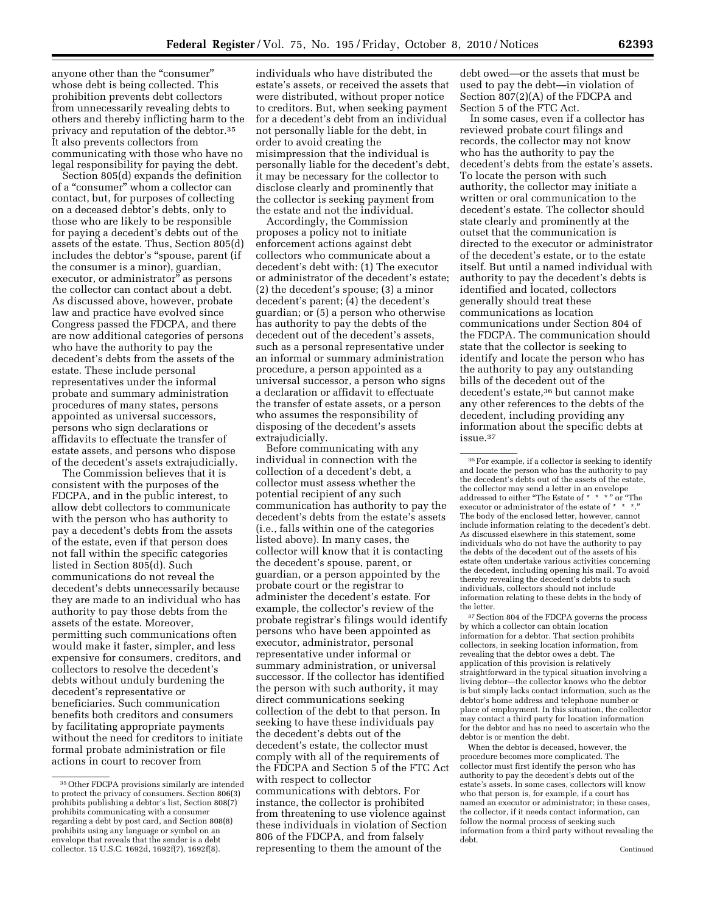anyone other than the "consumer" whose debt is being collected. This prohibition prevents debt collectors from unnecessarily revealing debts to others and thereby inflicting harm to the privacy and reputation of the debtor.[35] It also prevents collectors from communicating with those who have no legal responsibility for paying the debt.

Section 805(d) expands the definition of a "consumer" whom a collector can contact, but, for purposes of collecting on a deceased debtor's debts, only to those who are likely to be responsible for paying a decedent's debts out of the assets of the estate. Thus, Section 805(d) includes the debtor's "spouse, parent (if the consumer is a minor), guardian, executor, or administrator" as persons the collector can contact about a debt. As discussed above, however, probate law and practice have evolved since Congress passed the FDCPA, and there are now additional categories of persons who have the authority to pay the decedent's debts from the assets of the estate. These include personal representatives under the informal probate and summary administration procedures of many states, persons appointed as universal successors, persons who sign declarations or affidavits to effectuate the transfer of estate assets, and persons who dispose of the decedent's assets extrajudicially.

The Commission believes that it is consistent with the purposes of the FDCPA, and in the public interest, to allow debt collectors to communicate with the person who has authority to pay a decedent's debts from the assets of the estate, even if that person does not fall within the specific categories listed in Section 805(d). Such communications do not reveal the decedent's debts unnecessarily because they are made to an individual who has authority to pay those debts from the assets of the estate. Moreover, permitting such communications often would make it faster, simpler, and less expensive for consumers, creditors, and collectors to resolve the decedent's debts without unduly burdening the decedent's representative or beneficiaries. Such communication benefits both creditors and consumers by facilitating appropriate payments without the need for creditors to initiate formal probate administration or file actions in court to recover from individuals who have distributed the estate's assets, or received the assets that were distributed, without proper notice to creditors. But, when seeking payment for a decedent's debt from an individual not personally liable for the debt, in order to avoid creating the misimpression that the individual is personally liable for the decedent's debt, it may be necessary for the collector to disclose clearly and prominently that the collector is seeking payment from the estate and not the individual.

Accordingly, the Commission proposes a policy not to initiate enforcement actions against debt collectors who communicate about a decedent's debt with: (1) The executor or administrator of the decedent's estate; (2) the decedent's spouse; (3) a minor decedent's parent; (4) the decedent's guardian; or (5) a person who otherwise has authority to pay the debts of the decedent out of the decedent's assets, such as a personal representative under an informal or summary administration procedure, a person appointed as a universal successor, a person who signs a declaration or affidavit to effectuate the transfer of estate assets, or a person who assumes the responsibility of disposing of the decedent's assets extrajudicially.

Before communicating with any individual in connection with the collection of a decedent's debt, a collector must assess whether the potential recipient of any such communication has authority to pay the decedent's debts from the estate's assets (i.e., falls within one of the categories listed above). In many cases, the collector will know that it is contacting the decedent's spouse, parent, or guardian, or a person appointed by the probate court or the registrar to administer the decedent's estate. For example, the collector's review of the probate registrar's filings would identify persons who have been appointed as executor, administrator, personal representative under informal or summary administration, or universal successor. If the collector has identified the person with such authority, it may direct communications seeking collection of the debt to that person. In seeking to have these individuals pay the decedent's debts out of the decedent's estate, the collector must comply with all of the requirements of the FDCPA and Section 5 of the FTC Act with respect to collector communications with debtors. For instance, the collector is prohibited from threatening to use violence against these individuals in violation of Section 806 of the FDCPA, and from falsely representing to them the amount of the debt owed—or the assets that must be used to pay the debt—in violation of Section 807(2)(A) of the FDCPA and Section 5 of the FTC Act.

In some cases, even if a collector has reviewed probate court filings and records, the collector may not know who has the authority to pay the decedent's debts from the estate's assets. To locate the person with such authority, the collector may initiate a written or oral communication to the decedent's estate. The collector should state clearly and prominently at the outset that the communication is directed to the executor or administrator of the decedent's estate, or to the estate itself. But until a named individual with authority to pay the decedent's debts is identified and located, collectors generally should treat these communications as location communications under Section 804 of the FDCPA. The communication should state that the collector is seeking to identify and locate the person who has the authority to pay any outstanding bills of the decedent out of the decedent's estate,[36] but cannot make any other references to the debts of the decedent, including providing any information about the specific debts at issue.[37]

---

[35] Other FDCPA provisions similarly are intended to protect the privacy of consumers. Section 806(3) prohibits publishing a debtor's list, Section 808(7) prohibits communicating with a consumer regarding a debt by post card, and Section 808(8) prohibits using any language or symbol on an envelope that reveals that the sender is a debt collector. 15 U.S.C. 1692d, 1692f(7), 1692f(8).

[36] For example, if a collector is seeking to identify and locate the person who has the authority to pay the decedent's debts out of the assets of the estate, the collector may send a letter in an envelope addressed to either "The Estate of * * *" or "The executor or administrator of the estate of * * *." The body of the enclosed letter, however, cannot include information relating to the decedent's debt. As discussed elsewhere in this statement, some individuals who do not have the authority to pay the debts of the decedent out of the assets of his estate often undertake various activities concerning the decedent, including opening his mail. To avoid thereby revealing the decedent's debts to such individuals, collectors should not include information relating to these debts in the body of the letter.

[37] Section 804 of the FDCPA governs the process by which a collector can obtain location information for a debtor. That section prohibits collectors, in seeking location information, from revealing that the debtor owes a debt. The application of this provision is relatively straightforward in the typical situation involving a living debtor—the collector knows who the debtor is but simply lacks contact information, such as the debtor's home address and telephone number or place of employment. In this situation, the collector may contact a third party for location information for the debtor and has no need to ascertain who the debtor is or mention the debt.

When the debtor is deceased, however, the procedure becomes more complicated. The collector must first identify the person who has authority to pay the decedent's debts out of the estate's assets. In some cases, collectors will know who that person is, for example, if a court has named an executor or administrator; in these cases, the collector, if it needs contact information, can follow the normal process of seeking such information from a third party without revealing the debt.

Continued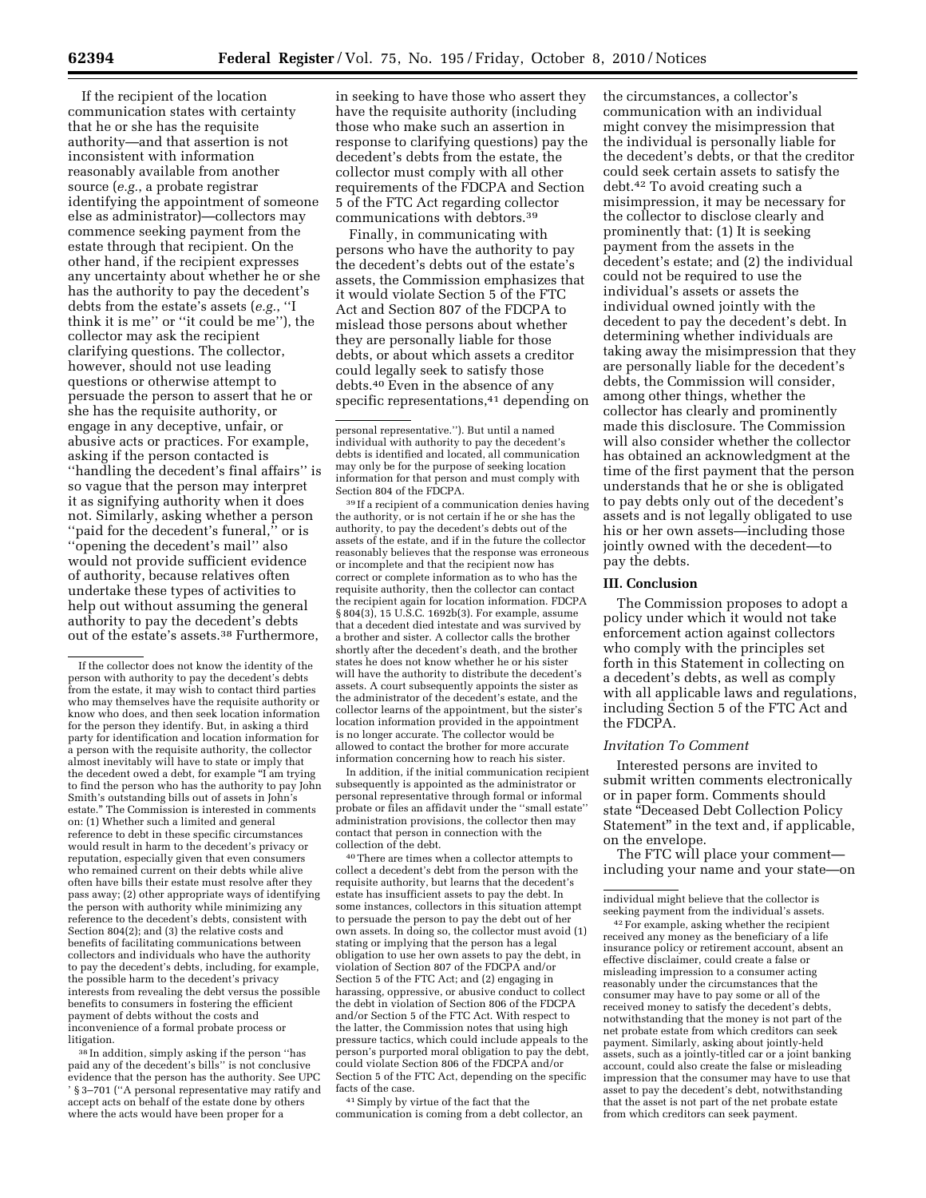If the recipient of the location communication states with certainty that he or she has the requisite authority—and that assertion is not inconsistent with information reasonably available from another source (*e.g.*, a probate registrar identifying the appointment of someone else as administrator)—collectors may commence seeking payment from the estate through that recipient. On the other hand, if the recipient expresses any uncertainty about whether he or she has the authority to pay the decedent's debts from the estate's assets (*e.g.*, ''I think it is me'' or ''it could be me''), the collector may ask the recipient clarifying questions. The collector, however, should not use leading questions or otherwise attempt to persuade the person to assert that he or she has the requisite authority, or engage in any deceptive, unfair, or abusive acts or practices. For example, asking if the person contacted is ''handling the decedent's final affairs'' is so vague that the person may interpret it as signifying authority when it does not. Similarly, asking whether a person ''paid for the decedent's funeral,'' or is ''opening the decedent's mail'' also would not provide sufficient evidence of authority, because relatives often undertake these types of activities to help out without assuming the general authority to pay the decedent's debts out of the estate's assets.[38] Furthermore, in seeking to have those who assert they have the requisite authority (including those who make such an assertion in response to clarifying questions) pay the decedent's debts from the estate, the collector must comply with all other requirements of the FDCPA and Section 5 of the FTC Act regarding collector communications with debtors.[39]

Finally, in communicating with persons who have the authority to pay the decedent's debts out of the estate's assets, the Commission emphasizes that it would violate Section 5 of the FTC Act and Section 807 of the FDCPA to mislead those persons about whether they are personally liable for those debts, or about which assets a creditor could legally seek to satisfy those debts.[40] Even in the absence of any specific representations,[41] depending on the circumstances, a collector's communication with an individual might convey the misimpression that the individual is personally liable for the decedent's debts, or that the creditor could seek certain assets to satisfy the debt.[42] To avoid creating such a misimpression, it may be necessary for the collector to disclose clearly and prominently that: (1) It is seeking payment from the assets in the decedent's estate; and (2) the individual could not be required to use the individual's assets or assets the individual owned jointly with the decedent to pay the decedent's debt. In determining whether individuals are taking away the misimpression that they are personally liable for the decedent's debts, the Commission will consider, among other things, whether the collector has clearly and prominently made this disclosure. The Commission will also consider whether the collector has obtained an acknowledgment at the time of the first payment that the person understands that he or she is obligated to pay debts only out of the decedent's assets and is not legally obligated to use his or her own assets—including those jointly owned with the decedent—to pay the debts.

## III. Conclusion

The Commission proposes to adopt a policy under which it would not take enforcement action against collectors who comply with the principles set forth in this Statement in collecting on a decedent's debts, as well as comply with all applicable laws and regulations, including Section 5 of the FTC Act and the FDCPA.

### *Invitation To Comment*

Interested persons are invited to submit written comments electronically or in paper form. Comments should state ''Deceased Debt Collection Policy Statement'' in the text and, if applicable, on the envelope.

The FTC will place your comment—including your name and your state—on

---

If the collector does not know the identity of the person with authority to pay the decedent's debts from the estate, it may wish to contact third parties who may themselves have the requisite authority or know who does, and then seek location information for the person they identify. But, in asking a third party for identification and location information for a person with the requisite authority, the collector almost inevitably will have to state or imply that the decedent owed a debt, for example ''I am trying to find the person who has the authority to pay John Smith's outstanding bills out of assets in John's estate.'' The Commission is interested in comments on: (1) Whether such a limited and general reference to debt in these specific circumstances would result in harm to the decedent's privacy or reputation, especially given that even consumers who remained current on their debts while alive often have bills their estate must resolve after they pass away; (2) other appropriate ways of identifying the person with authority while minimizing any reference to the decedent's debts, consistent with Section 804(2); and (3) the relative costs and benefits of facilitating communications between collectors and individuals who have the authority to pay the decedent's debts, including, for example, the possible harm to the decedent's privacy interests from revealing the debt versus the possible benefits to consumers in fostering the efficient payment of debts without the costs and inconvenience of a formal probate process or litigation.

[38] In addition, simply asking if the person ''has paid any of the decedent's bills'' is not conclusive evidence that the person has the authority. See UPC § 3–701 (''A personal representative may ratify and accept acts on behalf of the estate done by others where the acts would have been proper for a personal representative.''). But until a named individual with authority to pay the decedent's debts is identified and located, all communication may only be for the purpose of seeking location information for that person and must comply with Section 804 of the FDCPA.

[39] If a recipient of a communication denies having the authority, or is not certain if he or she has the authority, to pay the decedent's debts out of the assets of the estate, and if in the future the collector reasonably believes that the response was erroneous or incomplete and that the recipient now has correct or complete information as to who has the requisite authority, then the collector can contact the recipient again for location information. FDCPA § 804(3), 15 U.S.C. 1692b(3). For example, assume that a decedent died intestate and was survived by a brother and sister. A collector calls the brother shortly after the decedent's death, and the brother states he does not know whether he or his sister will have the authority to distribute the decedent's assets. A court subsequently appoints the sister as the administrator of the decedent's estate, and the collector learns of the appointment, but the sister's location information provided in the appointment is no longer accurate. The collector would be allowed to contact the brother for more accurate information concerning how to reach his sister.

In addition, if the initial communication recipient subsequently is appointed as the administrator or personal representative through formal or informal probate or files an affidavit under the ''small estate'' administration provisions, the collector then may contact that person in connection with the collection of the debt.

[40] There are times when a collector attempts to collect a decedent's debt from the person with the requisite authority, but learns that the decedent's estate has insufficient assets to pay the debt. In some instances, collectors in this situation attempt to persuade the person to pay the debt out of her own assets. In doing so, the collector must avoid (1) stating or implying that the person has a legal obligation to use her own assets to pay the debt, in violation of Section 807 of the FDCPA and/or Section 5 of the FTC Act; and (2) engaging in harassing, oppressive, or abusive conduct to collect the debt in violation of Section 806 of the FDCPA and/or Section 5 of the FTC Act. With respect to the latter, the Commission notes that using high pressure tactics, which could include appeals to the person's purported moral obligation to pay the debt, could violate Section 806 of the FDCPA and/or Section 5 of the FTC Act, depending on the specific facts of the case.

[41] Simply by virtue of the fact that the communication is coming from a debt collector, an individual might believe that the collector is seeking payment from the individual's assets.

[42] For example, asking whether the recipient received any money as the beneficiary of a life insurance policy or retirement account, absent an effective disclaimer, could create a false or misleading impression to a consumer acting reasonably under the circumstances that the consumer may have to pay some or all of the received money to satisfy the decedent's debts, notwithstanding that the money is not part of the net probate estate from which creditors can seek payment. Similarly, asking about jointly-held assets, such as a jointly-titled car or a joint banking account, could also create the false or misleading impression that the consumer may have to use that asset to pay the decedent's debt, notwithstanding that the asset is not part of the net probate estate from which creditors can seek payment.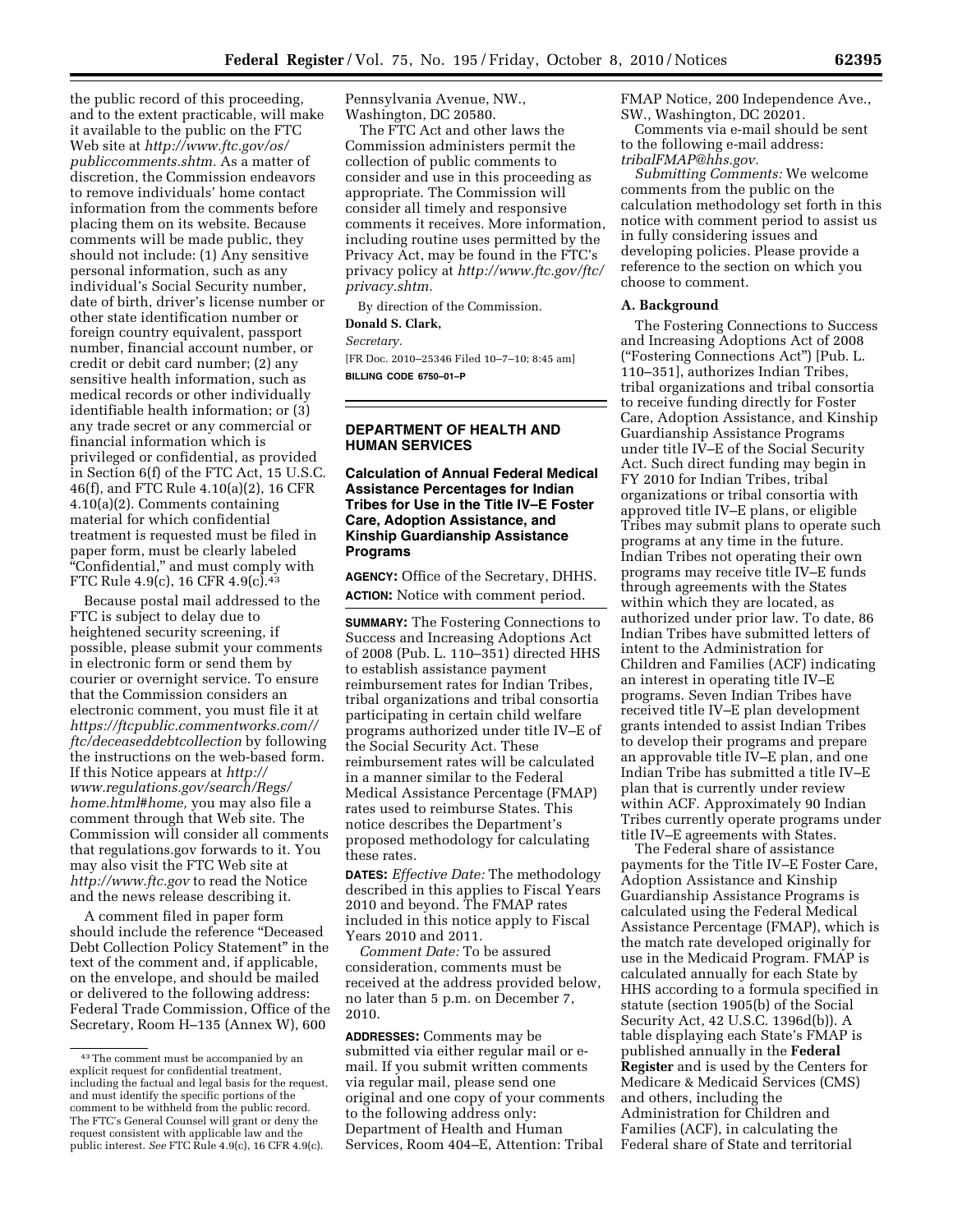the public record of this proceeding, and to the extent practicable, will make it available to the public on the FTC Web site at *http://www.ftc.gov/os/publiccomments.shtm.* As a matter of discretion, the Commission endeavors to remove individuals' home contact information from the comments before placing them on its website. Because comments will be made public, they should not include: (1) Any sensitive personal information, such as any individual's Social Security number, date of birth, driver's license number or other state identification number or foreign country equivalent, passport number, financial account number, or credit or debit card number; (2) any sensitive health information, such as medical records or other individually identifiable health information; or (3) any trade secret or any commercial or financial information which is privileged or confidential, as provided in Section 6(f) of the FTC Act, 15 U.S.C. 46(f), and FTC Rule 4.10(a)(2), 16 CFR 4.10(a)(2). Comments containing material for which confidential treatment is requested must be filed in paper form, must be clearly labeled "Confidential," and must comply with FTC Rule 4.9(c), 16 CFR 4.9(c).[43]

Because postal mail addressed to the FTC is subject to delay due to heightened security screening, if possible, please submit your comments in electronic form or send them by courier or overnight service. To ensure that the Commission considers an electronic comment, you must file it at *https://ftcpublic.commentworks.com//ftc/deceaseddebtcollection* by following the instructions on the web-based form. If this Notice appears at *http://www.regulations.gov/search/Regs/home.html#home,* you may also file a comment through that Web site. The Commission will consider all comments that regulations.gov forwards to it. You may also visit the FTC Web site at *http://www.ftc.gov* to read the Notice and the news release describing it.

A comment filed in paper form should include the reference "Deceased Debt Collection Policy Statement" in the text of the comment and, if applicable, on the envelope, and should be mailed or delivered to the following address: Federal Trade Commission, Office of the Secretary, Room H–135 (Annex W), 600 Pennsylvania Avenue, NW., Washington, DC 20580.

The FTC Act and other laws the Commission administers permit the collection of public comments to consider and use in this proceeding as appropriate. The Commission will consider all timely and responsive comments it receives. More information, including routine uses permitted by the Privacy Act, may be found in the FTC's privacy policy at *http://www.ftc.gov/ftc/privacy.shtm.*

By direction of the Commission.

**Donald S. Clark,**

*Secretary.*

[FR Doc. 2010–25346 Filed 10–7–10; 8:45 am]

**BILLING CODE 6750–01–P**

[43] The comment must be accompanied by an explicit request for confidential treatment, including the factual and legal basis for the request, and must identify the specific portions of the comment to be withheld from the public record. The FTC's General Counsel will grant or deny the request consistent with applicable law and the public interest. *See* FTC Rule 4.9(c), 16 CFR 4.9(c).

## DEPARTMENT OF HEALTH AND HUMAN SERVICES

### Calculation of Annual Federal Medical Assistance Percentages for Indian Tribes for Use in the Title IV–E Foster Care, Adoption Assistance, and Kinship Guardianship Assistance Programs

**AGENCY:** Office of the Secretary, DHHS.

**ACTION:** Notice with comment period.

**SUMMARY:** The Fostering Connections to Success and Increasing Adoptions Act of 2008 (Pub. L. 110–351) directed HHS to establish assistance payment reimbursement rates for Indian Tribes, tribal organizations and tribal consortia participating in certain child welfare programs authorized under title IV–E of the Social Security Act. These reimbursement rates will be calculated in a manner similar to the Federal Medical Assistance Percentage (FMAP) rates used to reimburse States. This notice describes the Department's proposed methodology for calculating these rates.

**DATES:** *Effective Date:* The methodology described in this applies to Fiscal Years 2010 and beyond. The FMAP rates included in this notice apply to Fiscal Years 2010 and 2011.

*Comment Date:* To be assured consideration, comments must be received at the address provided below, no later than 5 p.m. on December 7, 2010.

**ADDRESSES:** Comments may be submitted via either regular mail or e-mail. If you submit written comments via regular mail, please send one original and one copy of your comments to the following address only: Department of Health and Human Services, Room 404–E, Attention: Tribal FMAP Notice, 200 Independence Ave., SW., Washington, DC 20201.

Comments via e-mail should be sent to the following e-mail address: *tribalFMAP@hhs.gov.*

*Submitting Comments:* We welcome comments from the public on the calculation methodology set forth in this notice with comment period to assist us in fully considering issues and developing policies. Please provide a reference to the section on which you choose to comment.

**A. Background**

The Fostering Connections to Success and Increasing Adoptions Act of 2008 ("Fostering Connections Act") [Pub. L. 110–351], authorizes Indian Tribes, tribal organizations and tribal consortia to receive funding directly for Foster Care, Adoption Assistance, and Kinship Guardianship Assistance Programs under title IV–E of the Social Security Act. Such direct funding may begin in FY 2010 for Indian Tribes, tribal organizations or tribal consortia with approved title IV–E plans, or eligible Tribes may submit plans to operate such programs at any time in the future. Indian Tribes not operating their own programs may receive title IV–E funds through agreements with the States within which they are located, as authorized under prior law. To date, 86 Indian Tribes have submitted letters of intent to the Administration for Children and Families (ACF) indicating an interest in operating title IV–E programs. Seven Indian Tribes have received title IV–E plan development grants intended to assist Indian Tribes to develop their programs and prepare an approvable title IV–E plan, and one Indian Tribe has submitted a title IV–E plan that is currently under review within ACF. Approximately 90 Indian Tribes currently operate programs under title IV–E agreements with States.

The Federal share of assistance payments for the Title IV–E Foster Care, Adoption Assistance and Kinship Guardianship Assistance Programs is calculated using the Federal Medical Assistance Percentage (FMAP), which is the match rate developed originally for use in the Medicaid Program. FMAP is calculated annually for each State by HHS according to a formula specified in statute (section 1905(b) of the Social Security Act, 42 U.S.C. 1396d(b)). A table displaying each State's FMAP is published annually in the **Federal Register** and is used by the Centers for Medicare & Medicaid Services (CMS) and others, including the Administration for Children and Families (ACF), in calculating the Federal share of State and territorial